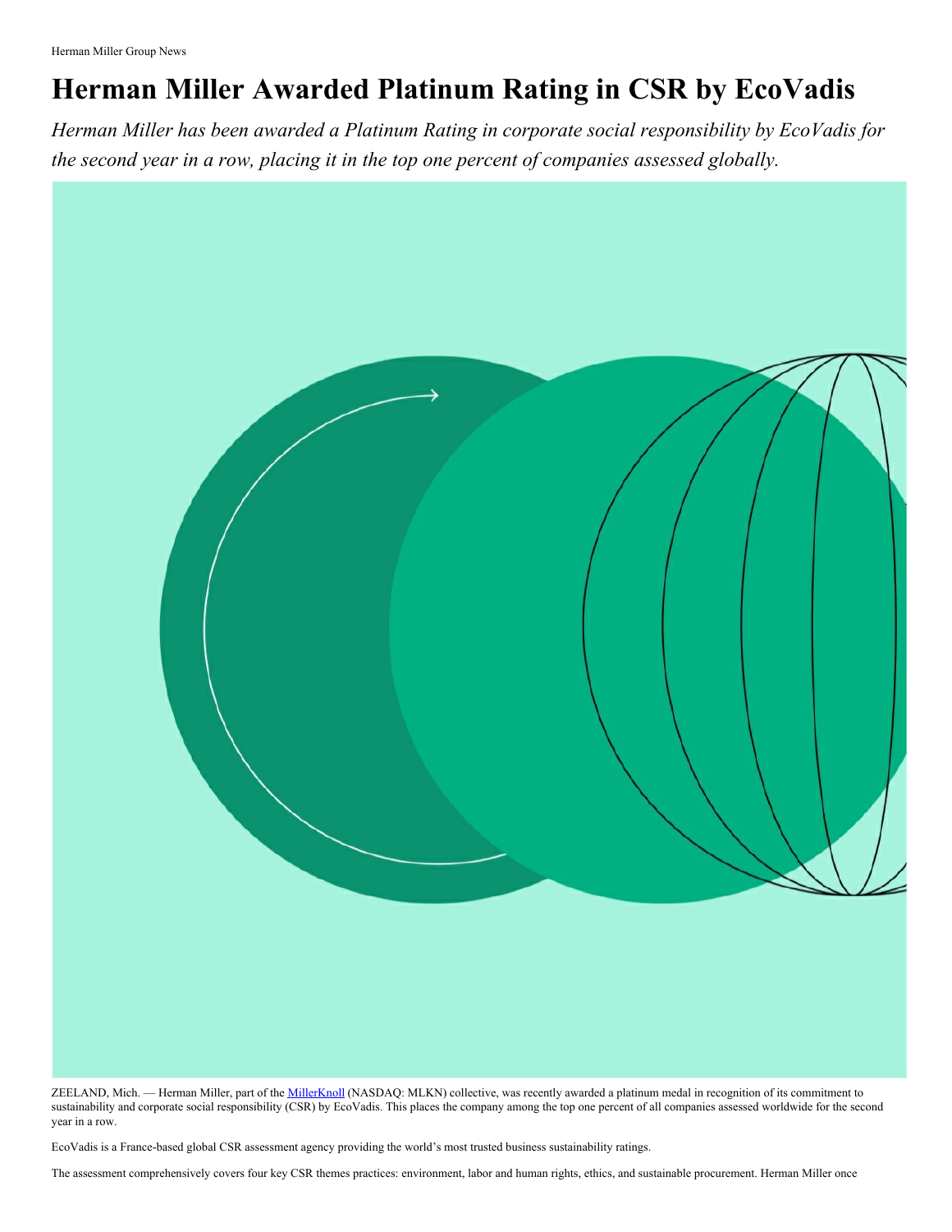Herman Miller Group News

# Herman Miller Awarded Platinum Rating in CSR by EcoVadis

*Herman Miller has been awarded a Platinum Rating in corporate social responsibility by EcoVadis for the second year in a row, placing it in the top one percent of companies assessed globally.*

ZEELAND, Mich. — Herman Miller, part of the [MillerKnoll](MillerKnoll) (NASDAQ: MLKN) collective, was recently awarded a platinum medal in recognition of its commitment to sustainability and corporate social responsibility (CSR) by EcoVadis. This places the company among the top one percent of all companies assessed worldwide for the second year in a row.

EcoVadis is a France-based global CSR assessment agency providing the world's most trusted business sustainability ratings.

The assessment comprehensively covers four key CSR themes practices: environment, labor and human rights, ethics, and sustainable procurement. Herman Miller once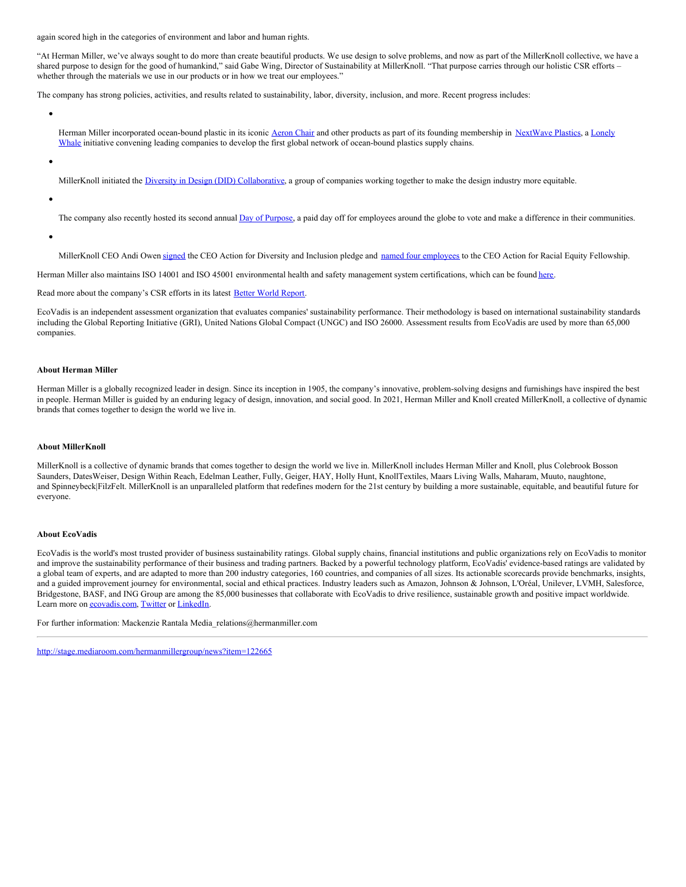again scored high in the categories of environment and labor and human rights.

"At Herman Miller, we've always sought to do more than create beautiful products. We use design to solve problems, and now as part of the MillerKnoll collective, we have a shared purpose to design for the good of humankind," said Gabe Wing, Director of Sustainability at MillerKnoll. "That purpose carries through our holistic CSR efforts – whether through the materials we use in our products or in how we treat our employees."

The company has strong policies, activities, and results related to sustainability, labor, diversity, inclusion, and more. Recent progress includes:

- Herman Miller incorporated ocean-bound plastic in its iconic Aeron Chair and other products as part of its founding membership in NextWave Plastics, a Lonely Whale initiative convening leading companies to develop the first global network of ocean-bound plastics supply chains.
- MillerKnoll initiated the Diversity in Design (DID) Collaborative, a group of companies working together to make the design industry more equitable.
- The company also recently hosted its second annual Day of Purpose, a paid day off for employees around the globe to vote and make a difference in their communities.
- MillerKnoll CEO Andi Owen signed the CEO Action for Diversity and Inclusion pledge and named four employees to the CEO Action for Racial Equity Fellowship.

Herman Miller also maintains ISO 14001 and ISO 45001 environmental health and safety management system certifications, which can be found here.

Read more about the company's CSR efforts in its latest Better World Report.

EcoVadis is an independent assessment organization that evaluates companies' sustainability performance. Their methodology is based on international sustainability standards including the Global Reporting Initiative (GRI), United Nations Global Compact (UNGC) and ISO 26000. Assessment results from EcoVadis are used by more than 65,000 companies.

**About Herman Miller**

Herman Miller is a globally recognized leader in design. Since its inception in 1905, the company's innovative, problem-solving designs and furnishings have inspired the best in people. Herman Miller is guided by an enduring legacy of design, innovation, and social good. In 2021, Herman Miller and Knoll created MillerKnoll, a collective of dynamic brands that comes together to design the world we live in.

**About MillerKnoll**

MillerKnoll is a collective of dynamic brands that comes together to design the world we live in. MillerKnoll includes Herman Miller and Knoll, plus Colebrook Bosson Saunders, DatesWeiser, Design Within Reach, Edelman Leather, Fully, Geiger, HAY, Holly Hunt, KnollTextiles, Maars Living Walls, Maharam, Muuto, naughtone, and Spinneybeck|FilzFelt. MillerKnoll is an unparalleled platform that redefines modern for the 21st century by building a more sustainable, equitable, and beautiful future for everyone.

**About EcoVadis**

EcoVadis is the world's most trusted provider of business sustainability ratings. Global supply chains, financial institutions and public organizations rely on EcoVadis to monitor and improve the sustainability performance of their business and trading partners. Backed by a powerful technology platform, EcoVadis' evidence-based ratings are validated by a global team of experts, and are adapted to more than 200 industry categories, 160 countries, and companies of all sizes. Its actionable scorecards provide benchmarks, insights, and a guided improvement journey for environmental, social and ethical practices. Industry leaders such as Amazon, Johnson & Johnson, L'Oréal, Unilever, LVMH, Salesforce, Bridgestone, BASF, and ING Group are among the 85,000 businesses that collaborate with EcoVadis to drive resilience, sustainable growth and positive impact worldwide. Learn more on ecovadis.com, Twitter or LinkedIn.

For further information: Mackenzie Rantala Media_relations@hermanmiller.com

---

http://stage.mediaroom.com/hermanmillergroup/news?item=122665